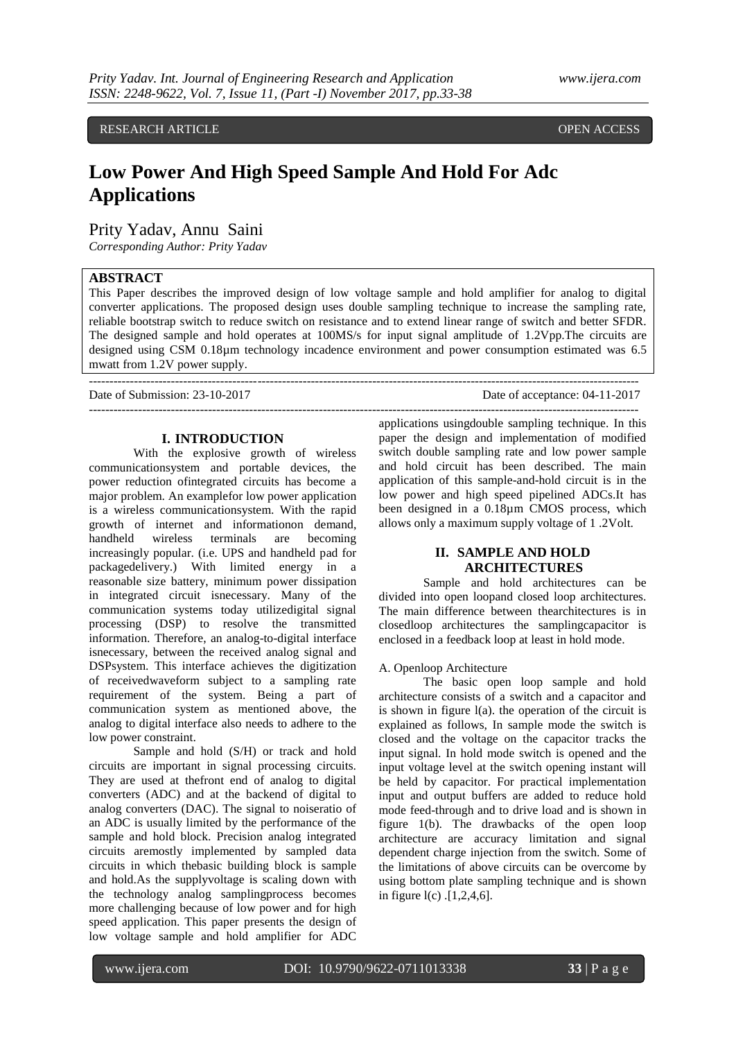RESEARCH ARTICLE OPEN ACCESS

# Low Power And High Speed Sample And Hold For Adc Applications

Prity Yadav, Annu Saini

*Corresponding Author: Prity Yadav*

## ABSTRACT

This Paper describes the improved design of low voltage sample and hold amplifier for analog to digital converter applications. The proposed design uses double sampling technique to increase the sampling rate, reliable bootstrap switch to reduce switch on resistance and to extend linear range of switch and better SFDR. The designed sample and hold operates at 100MS/s for input signal amplitude of 1.2Vpp.The circuits are designed using CSM 0.18µm technology incadence environment and power consumption estimated was 6.5 mwatt from 1.2V power supply.

Date of Submission: 23-10-2017 Date of acceptance: 04-11-2017

## I. INTRODUCTION

With the explosive growth of wireless communicationsystem and portable devices, the power reduction ofintegrated circuits has become a major problem. An examplefor low power application is a wireless communicationsystem. With the rapid growth of internet and informationon demand, handheld wireless terminals are becoming increasingly popular. (i.e. UPS and handheld pad for packagedelivery.) With limited energy in a reasonable size battery, minimum power dissipation in integrated circuit isnecessary. Many of the communication systems today utilizedigital signal processing (DSP) to resolve the transmitted information. Therefore, an analog-to-digital interface isnecessary, between the received analog signal and DSPsystem. This interface achieves the digitization of receivedwaveform subject to a sampling rate requirement of the system. Being a part of communication system as mentioned above, the analog to digital interface also needs to adhere to the low power constraint.

Sample and hold (S/H) or track and hold circuits are important in signal processing circuits. They are used at thefront end of analog to digital converters (ADC) and at the backend of digital to analog converters (DAC). The signal to noiseratio of an ADC is usually limited by the performance of the sample and hold block. Precision analog integrated circuits aremostly implemented by sampled data circuits in which thebasic building block is sample and hold.As the supplyvoltage is scaling down with the technology analog samplingprocess becomes more challenging because of low power and for high speed application. This paper presents the design of low voltage sample and hold amplifier for ADC applications usingdouble sampling technique. In this paper the design and implementation of modified switch double sampling rate and low power sample and hold circuit has been described. The main application of this sample-and-hold circuit is in the low power and high speed pipelined ADCs.It has been designed in a 0.18µm CMOS process, which allows only a maximum supply voltage of 1 .2Volt.

## II. SAMPLE AND HOLD ARCHITECTURES

Sample and hold architectures can be divided into open loopand closed loop architectures. The main difference between thearchitectures is in closedloop architectures the samplingcapacitor is enclosed in a feedback loop at least in hold mode.

A. Openloop Architecture

The basic open loop sample and hold architecture consists of a switch and a capacitor and is shown in figure l(a). the operation of the circuit is explained as follows, In sample mode the switch is closed and the voltage on the capacitor tracks the input signal. In hold mode switch is opened and the input voltage level at the switch opening instant will be held by capacitor. For practical implementation input and output buffers are added to reduce hold mode feed-through and to drive load and is shown in figure 1(b). The drawbacks of the open loop architecture are accuracy limitation and signal dependent charge injection from the switch. Some of the limitations of above circuits can be overcome by using bottom plate sampling technique and is shown in figure l(c) .[1,2,4,6].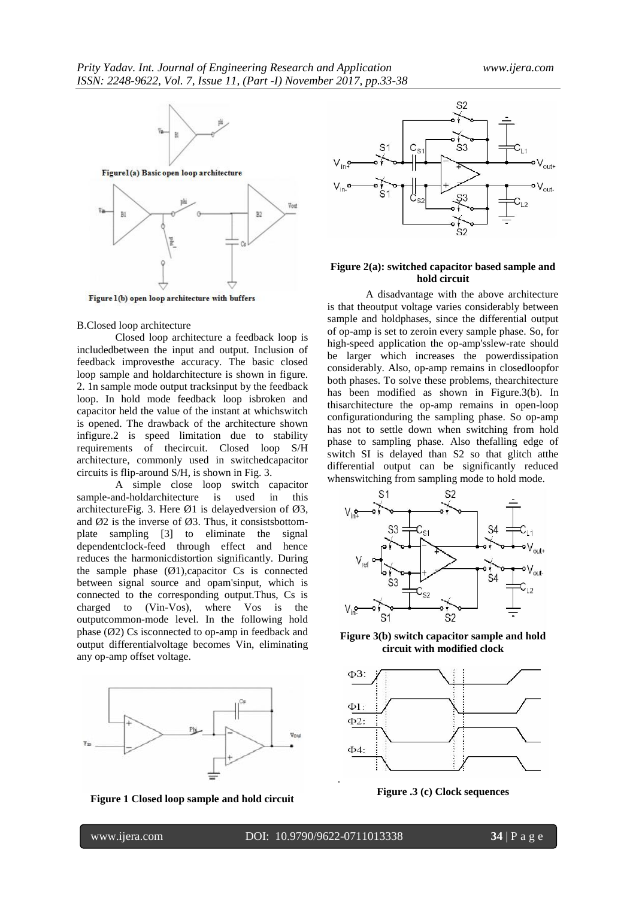Figure1(a) Basic open loop architecture

Figure 1(b) open loop architecture with buffers

B.Closed loop architecture

Closed loop architecture a feedback loop is includedbetween the input and output. Inclusion of feedback improvesthe accuracy. The basic closed loop sample and holdarchitecture is shown in figure. 2. 1n sample mode output tracksinput by the feedback loop. In hold mode feedback loop isbroken and capacitor held the value of the instant at whichswitch is opened. The drawback of the architecture shown infigure.2 is speed limitation due to stability requirements of thecircuit. Closed loop S/H architecture, commonly used in switchedcapacitor circuits is flip-around S/H, is shown in Fig. 3.

A simple close loop switch capacitor sample-and-holdarchitecture is used in this architectureFig. 3. Here Ø1 is delayedversion of Ø3, and Ø2 is the inverse of Ø3. Thus, it consistsbottom-plate sampling [3] to eliminate the signal dependentclock-feed through effect and hence reduces the harmonicdistortion significantly. During the sample phase (Ø1),capacitor Cs is connected between signal source and opam'sinput, which is connected to the corresponding output.Thus, Cs is charged to (Vin-Vos), where Vos is the outputcommon-mode level. In the following hold phase (Ø2) Cs isconnected to op-amp in feedback and output differentialvoltage becomes Vin, eliminating any op-amp offset voltage.

**Figure 1 Closed loop sample and hold circuit**

**Figure 2(a): switched capacitor based sample and hold circuit**

A disadvantage with the above architecture is that theoutput voltage varies considerably between sample and holdphases, since the differential output of op-amp is set to zeroin every sample phase. So, for high-speed application the op-amp'sslew-rate should be larger which increases the powerdissipation considerably. Also, op-amp remains in closedloopfor both phases. To solve these problems, thearchitecture has been modified as shown in Figure.3(b). In thisarchitecture the op-amp remains in open-loop configurationduring the sampling phase. So op-amp has not to settle down when switching from hold phase to sampling phase. Also thefalling edge of switch SI is delayed than S2 so that glitch atthe differential output can be significantly reduced whenswitching from sampling mode to hold mode.

**Figure 3(b) switch capacitor sample and hold circuit with modified clock**

**Figure .3 (c) Clock sequences**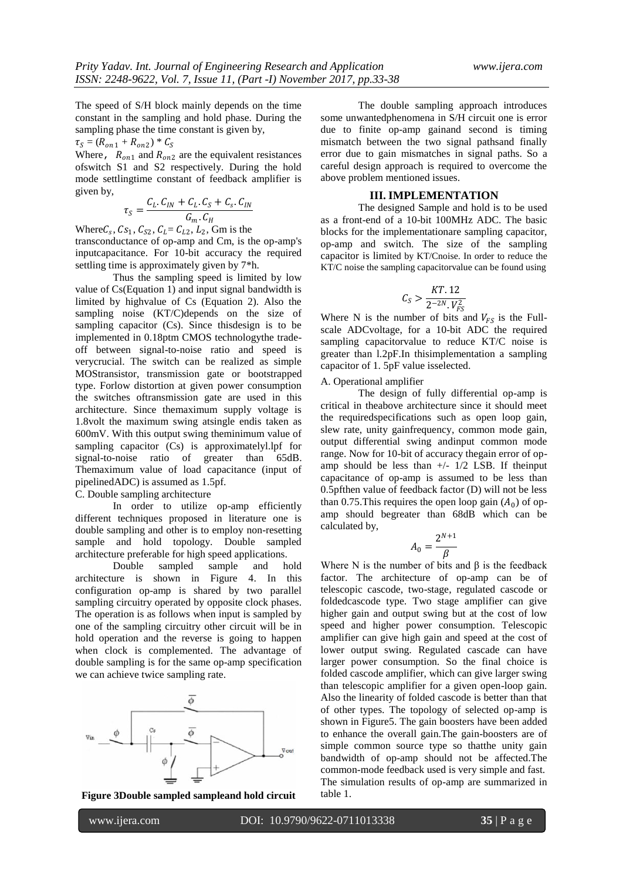The speed of S/H block mainly depends on the time constant in the sampling and hold phase. During the sampling phase the time constant is given by,

$\tau_S = (R_{on1} + R_{on2}) * C_S$

Where, $R_{on1}$ and $R_{on2}$ are the equivalent resistances ofswitch S1 and S2 respectively. During the hold mode settlingtime constant of feedback amplifier is given by,

$$\tau_S = \frac{C_L.C_{IN} + C_L.C_S + C_s.C_{IN}}{G_m.C_H}$$

Where$C_s$, $Cs_1$, $C_{S2}$, $C_L = C_{L2}$, $L_2$, Gm is the transconductance of op-amp and Cm, is the op-amp's inputcapacitance. For 10-bit accuracy the required settling time is approximately given by 7*h.

Thus the sampling speed is limited by low value of Cs(Equation 1) and input signal bandwidth is limited by highvalue of Cs (Equation 2). Also the sampling noise (KT/C)depends on the size of sampling capacitor (Cs). Since thisdesign is to be implemented in 0.18ptm CMOS technologythe trade-off between signal-to-noise ratio and speed is verycrucial. The switch can be realized as simple MOStransistor, transmission gate or bootstrapped type. Forlow distortion at given power consumption the switches oftransmission gate are used in this architecture. Since themaximum supply voltage is 1.8volt the maximum swing atsingle endis taken as 600mV. With this output swing theminimum value of sampling capacitor (Cs) is approximatelyl.lpf for signal-to-noise ratio of greater than 65dB. Themaximum value of load capacitance (input of pipelinedADC) is assumed as 1.5pf.

C. Double sampling architecture

In order to utilize op-amp efficiently different techniques proposed in literature one is double sampling and other is to employ non-resetting sample and hold topology. Double sampled architecture preferable for high speed applications.

Double sampled sample and hold architecture is shown in Figure 4. In this configuration op-amp is shared by two parallel sampling circuitry operated by opposite clock phases. The operation is as follows when input is sampled by one of the sampling circuitry other circuit will be in hold operation and the reverse is going to happen when clock is complemented. The advantage of double sampling is for the same op-amp specification we can achieve twice sampling rate.

**Figure 3Double sampled sampleand hold circuit**

The double sampling approach introduces some unwantedphenomena in S/H circuit one is error due to finite op-amp gainand second is timing mismatch between the two signal pathsand finally error due to gain mismatches in signal paths. So a careful design approach is required to overcome the above problem mentioned issues.

## III. IMPLEMENTATION

The designed Sample and hold is to be used as a front-end of a 10-bit 100MHz ADC. The basic blocks for the implementationare sampling capacitor, op-amp and switch. The size of the sampling capacitor is limited by KT/Cnoise. In order to reduce the KT/C noise the sampling capacitorvalue can be found using

$$C_S > \frac{KT.12}{2^{-2N}.V_{FS}^2}$$

Where N is the number of bits and $V_{FS}$ is the Full-scale ADCvoltage, for a 10-bit ADC the required sampling capacitorvalue to reduce KT/C noise is greater than l.2pF.In thisimplementation a sampling capacitor of 1. 5pF value isselected.

A. Operational amplifier

The design of fully differential op-amp is critical in theabove architecture since it should meet the requiredspecifications such as open loop gain, slew rate, unity gainfrequency, common mode gain, output differential swing andinput common mode range. Now for 10-bit of accuracy thegain error of op-amp should be less than +/- 1/2 LSB. If theinput capacitance of op-amp is assumed to be less than 0.5pfthen value of feedback factor (D) will not be less than 0.75.This requires the open loop gain ($A_0$) of op-amp should begreater than 68dB which can be calculated by,

$$A_0 = \frac{2^{N+1}}{\beta}$$

Where N is the number of bits and β is the feedback factor. The architecture of op-amp can be of telescopic cascode, two-stage, regulated cascode or foldedcascode type. Two stage amplifier can give higher gain and output swing but at the cost of low speed and higher power consumption. Telescopic amplifier can give high gain and speed at the cost of lower output swing. Regulated cascade can have larger power consumption. So the final choice is folded cascode amplifier, which can give larger swing than telescopic amplifier for a given open-loop gain. Also the linearity of folded cascode is better than that of other types. The topology of selected op-amp is shown in Figure5. The gain boosters have been added to enhance the overall gain.The gain-boosters are of simple common source type so thatthe unity gain bandwidth of op-amp should not be affected.The common-mode feedback used is very simple and fast. The simulation results of op-amp are summarized in table 1.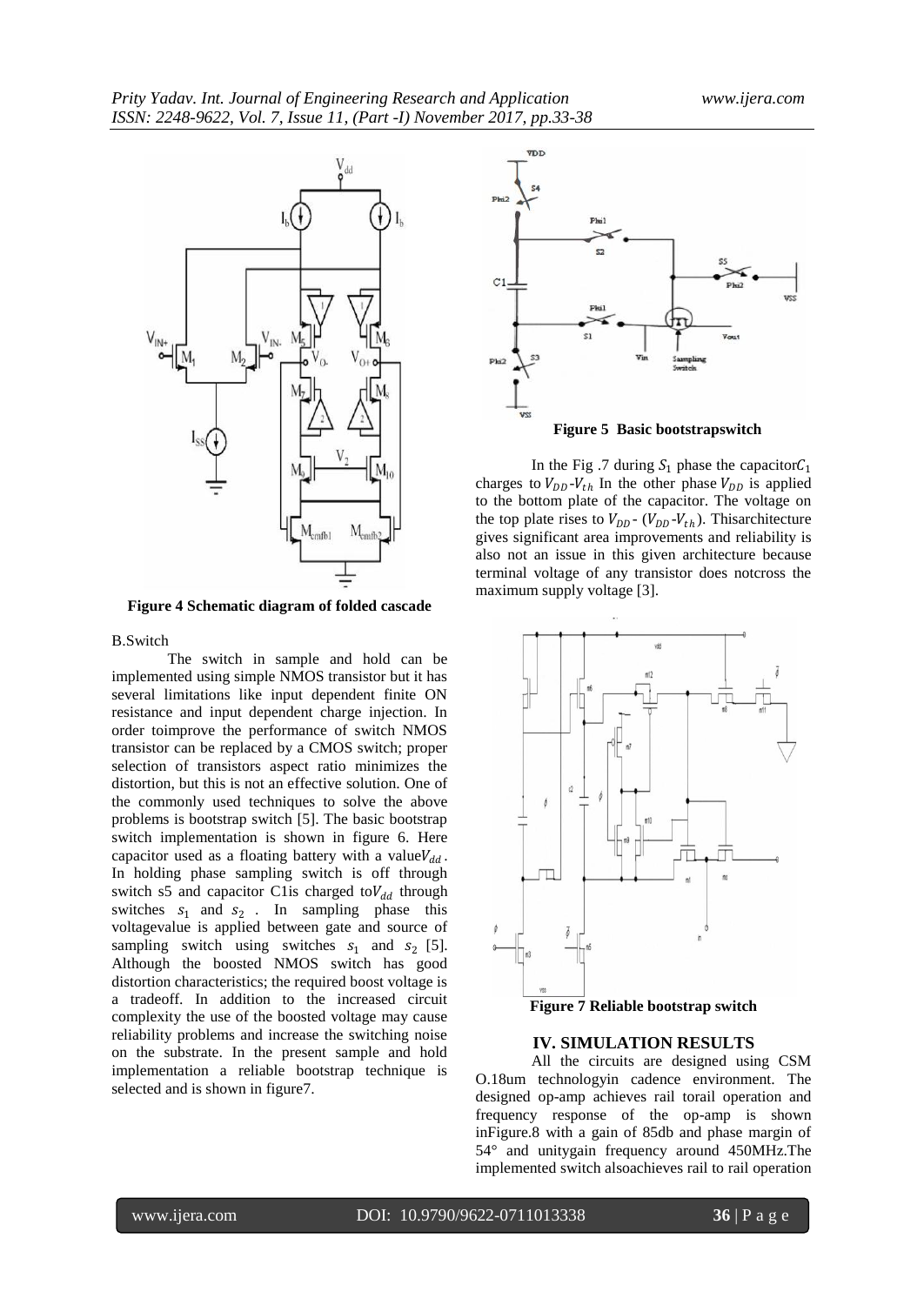**Figure 4 Schematic diagram of folded cascade**

B.Switch

The switch in sample and hold can be implemented using simple NMOS transistor but it has several limitations like input dependent finite ON resistance and input dependent charge injection. In order toimprove the performance of switch NMOS transistor can be replaced by a CMOS switch; proper selection of transistors aspect ratio minimizes the distortion, but this is not an effective solution. One of the commonly used techniques to solve the above problems is bootstrap switch [5]. The basic bootstrap switch implementation is shown in figure 6. Here capacitor used as a floating battery with a value$V_{dd}$. In holding phase sampling switch is off through switch s5 and capacitor C1is charged to$V_{dd}$ through switches $s_1$ and $s_2$. In sampling phase this voltagevalue is applied between gate and source of sampling switch using switches $s_1$ and $s_2$ [5]. Although the boosted NMOS switch has good distortion characteristics; the required boost voltage is a tradeoff. In addition to the increased circuit complexity the use of the boosted voltage may cause reliability problems and increase the switching noise on the substrate. In the present sample and hold implementation a reliable bootstrap technique is selected and is shown in figure7.

**Figure 5 Basic bootstrapswitch**

In the Fig .7 during $S_1$ phase the capacitor$C_1$ charges to $V_{DD}$-$V_{th}$ In the other phase $V_{DD}$ is applied to the bottom plate of the capacitor. The voltage on the top plate rises to $V_{DD}$- ($V_{DD}$-$V_{th}$). Thisarchitecture gives significant area improvements and reliability is also not an issue in this given architecture because terminal voltage of any transistor does notcross the maximum supply voltage [3].

**Figure 7 Reliable bootstrap switch**

## IV. SIMULATION RESULTS

All the circuits are designed using CSM O.18um technologyin cadence environment. The designed op-amp achieves rail torail operation and frequency response of the op-amp is shown inFigure.8 with a gain of 85db and phase margin of 54° and unitygain frequency around 450MHz.The implemented switch alsoachieves rail to rail operation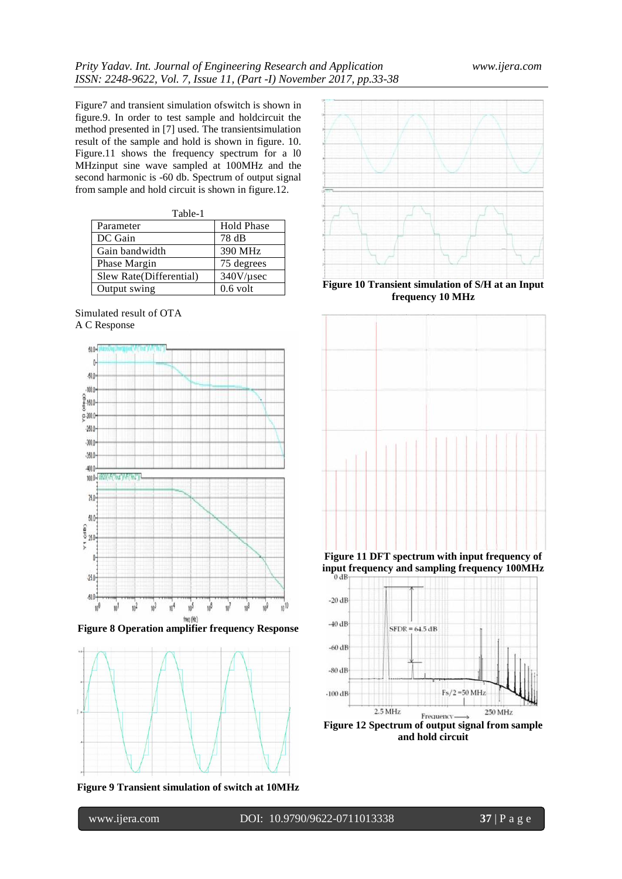Figure7 and transient simulation ofswitch is shown in figure.9. In order to test sample and holdcircuit the method presented in [7] used. The transientsimulation result of the sample and hold is shown in figure. 10. Figure.11 shows the frequency spectrum for a l0 MHzinput sine wave sampled at 100MHz and the second harmonic is -60 db. Spectrum of output signal from sample and hold circuit is shown in figure.12.

Table-1

| Parameter | Hold Phase |
|---|---|
| DC Gain | 78 dB |
| Gain bandwidth | 390 MHz |
| Phase Margin | 75 degrees |
| Slew Rate(Differential) | 340V/µsec |
| Output swing | 0.6 volt |

Simulated result of OTA
A C Response

**Figure 8 Operation amplifier frequency Response**

**Figure 9 Transient simulation of switch at 10MHz**

**Figure 10 Transient simulation of S/H at an Input frequency 10 MHz**

**Figure 11 DFT spectrum with input frequency of input frequency and sampling frequency 100MHz**

**Figure 12 Spectrum of output signal from sample and hold circuit**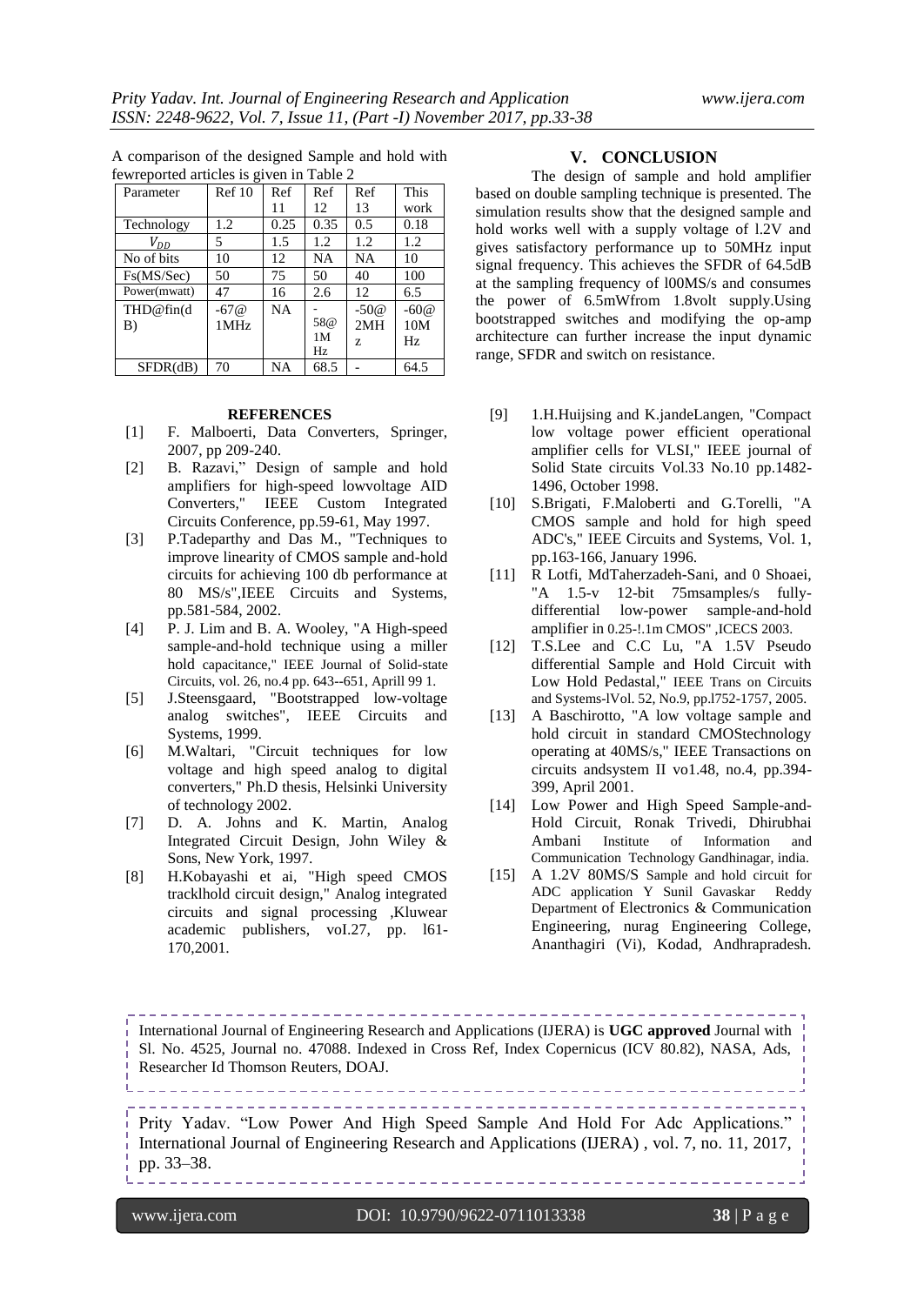A comparison of the designed Sample and hold with fewreported articles is given in Table 2

| Parameter | Ref 10 | Ref 11 | Ref 12 | Ref 13 | This work |
|---|---|---|---|---|---|
| Technology | 1.2 | 0.25 | 0.35 | 0.5 | 0.18 |
| $V_{DD}$ | 5 | 1.5 | 1.2 | 1.2 | 1.2 |
| No of bits | 10 | 12 | NA | NA | 10 |
| Fs(MS/Sec) | 50 | 75 | 50 | 40 | 100 |
| Power(mwatt) | 47 | 16 | 2.6 | 12 | 6.5 |
| THD@fin(dB) | -67@ 1MHz | NA | - 58@ 1M Hz | -50@ 2MH z | -60@ 10M Hz |
| SFDR(dB) | 70 | NA | 68.5 | - | 64.5 |

## V. CONCLUSION

The design of sample and hold amplifier based on double sampling technique is presented. The simulation results show that the designed sample and hold works well with a supply voltage of l.2V and gives satisfactory performance up to 50MHz input signal frequency. This achieves the SFDR of 64.5dB at the sampling frequency of l00MS/s and consumes the power of 6.5mWfrom 1.8volt supply.Using bootstrapped switches and modifying the op-amp architecture can further increase the input dynamic range, SFDR and switch on resistance.

### REFERENCES

[1] F. Malboerti, Data Converters, Springer, 2007, pp 209-240.

[2] B. Razavi," Design of sample and hold amplifiers for high-speed lowvoltage AID Converters," IEEE Custom Integrated Circuits Conference, pp.59-61, May 1997.

[3] P.Tadeparthy and Das M., "Techniques to improve linearity of CMOS sample and-hold circuits for achieving 100 db performance at 80 MS/s",IEEE Circuits and Systems, pp.581-584, 2002.

[4] P. J. Lim and B. A. Wooley, "A High-speed sample-and-hold technique using a miller hold capacitance," IEEE Journal of Solid-state Circuits, vol. 26, no.4 pp. 643--651, Aprill 99 1.

[5] J.Steensgaard, "Bootstrapped low-voltage analog switches", IEEE Circuits and Systems, 1999.

[6] M.Waltari, "Circuit techniques for low voltage and high speed analog to digital converters," Ph.D thesis, Helsinki University of technology 2002.

[7] D. A. Johns and K. Martin, Analog Integrated Circuit Design, John Wiley & Sons, New York, 1997.

[8] H.Kobayashi et ai, "High speed CMOS tracklhold circuit design," Analog integrated circuits and signal processing ,Kluwear academic publishers, voI.27, pp. l61-170,2001.

[9] 1.H.Huijsing and K.jandeLangen, "Compact low voltage power efficient operational amplifier cells for VLSI," IEEE journal of Solid State circuits Vol.33 No.10 pp.1482-1496, October 1998.

[10] S.Brigati, F.Maloberti and G.Torelli, "A CMOS sample and hold for high speed ADC's," IEEE Circuits and Systems, Vol. 1, pp.163-166, January 1996.

[11] R Lotfi, MdTaherzadeh-Sani, and 0 Shoaei, "A 1.5-v 12-bit 75msamples/s fully-differential low-power sample-and-hold amplifier in 0.25-!.1m CMOS" ,ICECS 2003.

[12] T.S.Lee and C.C Lu, "A 1.5V Pseudo differential Sample and Hold Circuit with Low Hold Pedastal," IEEE Trans on Circuits and Systems-lVol. 52, No.9, pp.l752-1757, 2005.

[13] A Baschirotto, "A low voltage sample and hold circuit in standard CMOStechnology operating at 40MS/s," IEEE Transactions on circuits andsystem II vo1.48, no.4, pp.394-399, April 2001.

[14] Low Power and High Speed Sample-and-Hold Circuit, Ronak Trivedi, Dhirubhai Ambani Institute of Information and Communication Technology Gandhinagar, india.

[15] A 1.2V 80MS/S Sample and hold circuit for ADC application Y Sunil Gavaskar Reddy Department of Electronics & Communication Engineering, nurag Engineering College, Ananthagiri (Vi), Kodad, Andhrapradesh.

International Journal of Engineering Research and Applications (IJERA) is **UGC approved** Journal with Sl. No. 4525, Journal no. 47088. Indexed in Cross Ref, Index Copernicus (ICV 80.82), NASA, Ads, Researcher Id Thomson Reuters, DOAJ.

Prity Yadav. "Low Power And High Speed Sample And Hold For Adc Applications." International Journal of Engineering Research and Applications (IJERA) , vol. 7, no. 11, 2017, pp. 33–38.